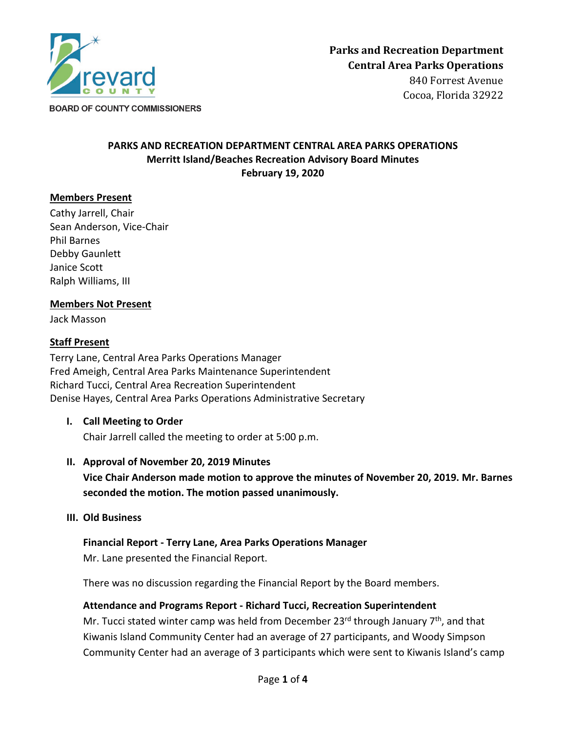**Parks and Recreation Department**
**Central Area Parks Operations**
840 Forrest Avenue
Cocoa, Florida 32922

BOARD OF COUNTY COMMISSIONERS

## PARKS AND RECREATION DEPARTMENT CENTRAL AREA PARKS OPERATIONS
## Merritt Island/Beaches Recreation Advisory Board Minutes
## February 19, 2020

**Members Present**

Cathy Jarrell, Chair
Sean Anderson, Vice-Chair
Phil Barnes
Debby Gaunlett
Janice Scott
Ralph Williams, III

**Members Not Present**

Jack Masson

**Staff Present**

Terry Lane, Central Area Parks Operations Manager
Fred Ameigh, Central Area Parks Maintenance Superintendent
Richard Tucci, Central Area Recreation Superintendent
Denise Hayes, Central Area Parks Operations Administrative Secretary

**I. Call Meeting to Order**

Chair Jarrell called the meeting to order at 5:00 p.m.

**II. Approval of November 20, 2019 Minutes**

**Vice Chair Anderson made motion to approve the minutes of November 20, 2019. Mr. Barnes seconded the motion. The motion passed unanimously.**

**III. Old Business**

**Financial Report - Terry Lane, Area Parks Operations Manager**

Mr. Lane presented the Financial Report.

There was no discussion regarding the Financial Report by the Board members.

**Attendance and Programs Report - Richard Tucci, Recreation Superintendent**

Mr. Tucci stated winter camp was held from December 23rd through January 7th, and that Kiwanis Island Community Center had an average of 27 participants, and Woody Simpson Community Center had an average of 3 participants which were sent to Kiwanis Island's camp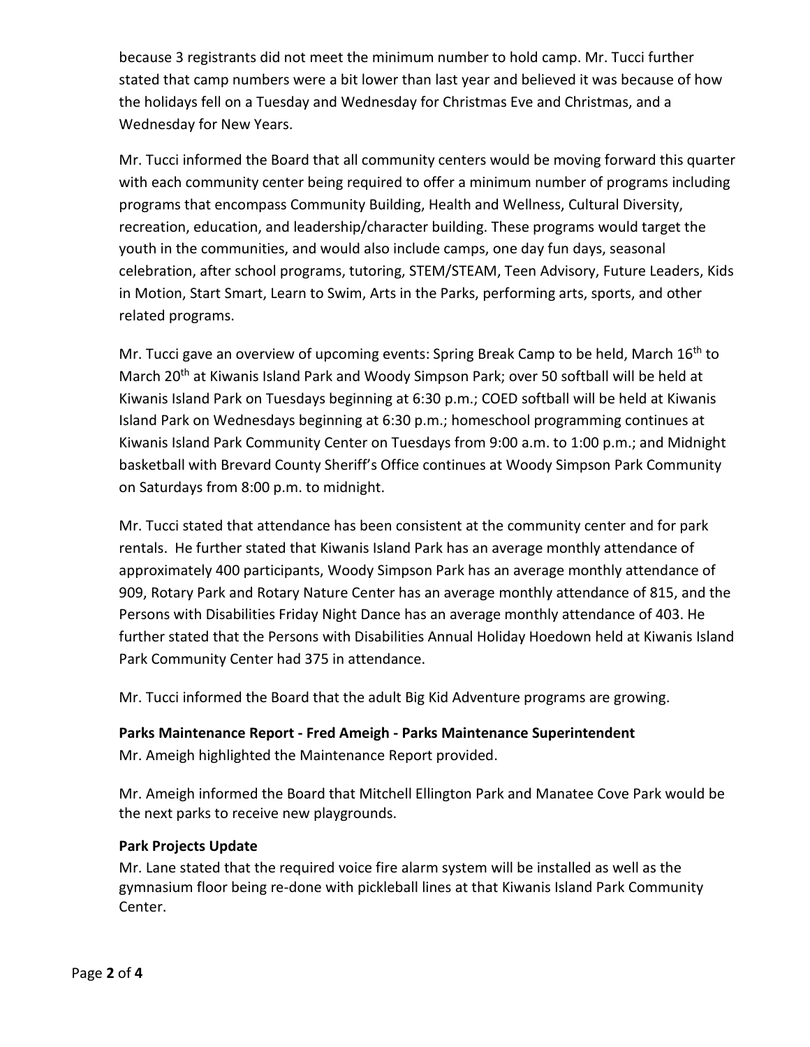because 3 registrants did not meet the minimum number to hold camp. Mr. Tucci further stated that camp numbers were a bit lower than last year and believed it was because of how the holidays fell on a Tuesday and Wednesday for Christmas Eve and Christmas, and a Wednesday for New Years.

Mr. Tucci informed the Board that all community centers would be moving forward this quarter with each community center being required to offer a minimum number of programs including programs that encompass Community Building, Health and Wellness, Cultural Diversity, recreation, education, and leadership/character building. These programs would target the youth in the communities, and would also include camps, one day fun days, seasonal celebration, after school programs, tutoring, STEM/STEAM, Teen Advisory, Future Leaders, Kids in Motion, Start Smart, Learn to Swim, Arts in the Parks, performing arts, sports, and other related programs.

Mr. Tucci gave an overview of upcoming events: Spring Break Camp to be held, March 16th to March 20th at Kiwanis Island Park and Woody Simpson Park; over 50 softball will be held at Kiwanis Island Park on Tuesdays beginning at 6:30 p.m.; COED softball will be held at Kiwanis Island Park on Wednesdays beginning at 6:30 p.m.; homeschool programming continues at Kiwanis Island Park Community Center on Tuesdays from 9:00 a.m. to 1:00 p.m.; and Midnight basketball with Brevard County Sheriff's Office continues at Woody Simpson Park Community on Saturdays from 8:00 p.m. to midnight.

Mr. Tucci stated that attendance has been consistent at the community center and for park rentals. He further stated that Kiwanis Island Park has an average monthly attendance of approximately 400 participants, Woody Simpson Park has an average monthly attendance of 909, Rotary Park and Rotary Nature Center has an average monthly attendance of 815, and the Persons with Disabilities Friday Night Dance has an average monthly attendance of 403. He further stated that the Persons with Disabilities Annual Holiday Hoedown held at Kiwanis Island Park Community Center had 375 in attendance.

Mr. Tucci informed the Board that the adult Big Kid Adventure programs are growing.

**Parks Maintenance Report - Fred Ameigh - Parks Maintenance Superintendent**
Mr. Ameigh highlighted the Maintenance Report provided.

Mr. Ameigh informed the Board that Mitchell Ellington Park and Manatee Cove Park would be the next parks to receive new playgrounds.

**Park Projects Update**
Mr. Lane stated that the required voice fire alarm system will be installed as well as the gymnasium floor being re-done with pickleball lines at that Kiwanis Island Park Community Center.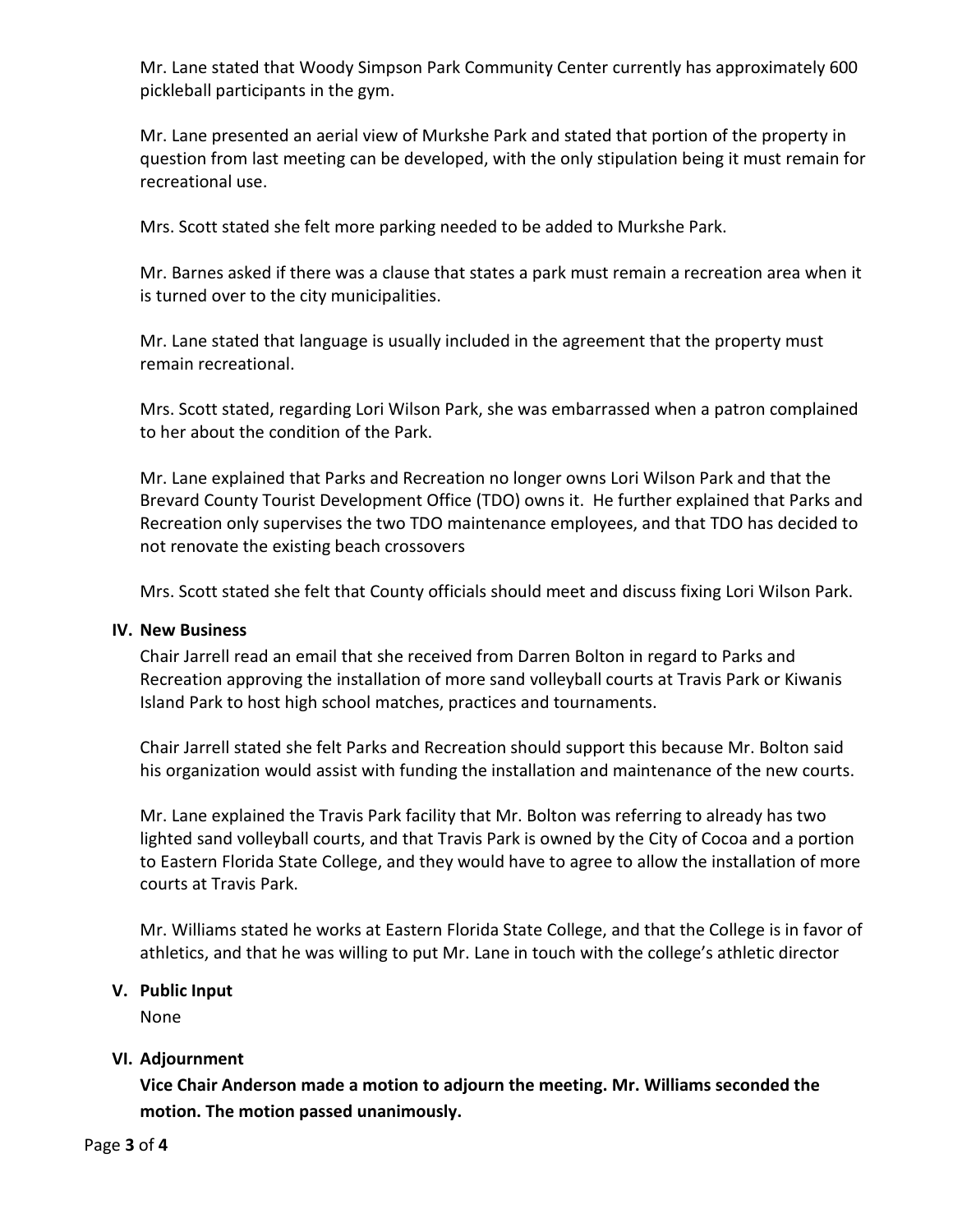Mr. Lane stated that Woody Simpson Park Community Center currently has approximately 600 pickleball participants in the gym.

Mr. Lane presented an aerial view of Murkshe Park and stated that portion of the property in question from last meeting can be developed, with the only stipulation being it must remain for recreational use.

Mrs. Scott stated she felt more parking needed to be added to Murkshe Park.

Mr. Barnes asked if there was a clause that states a park must remain a recreation area when it is turned over to the city municipalities.

Mr. Lane stated that language is usually included in the agreement that the property must remain recreational.

Mrs. Scott stated, regarding Lori Wilson Park, she was embarrassed when a patron complained to her about the condition of the Park.

Mr. Lane explained that Parks and Recreation no longer owns Lori Wilson Park and that the Brevard County Tourist Development Office (TDO) owns it. He further explained that Parks and Recreation only supervises the two TDO maintenance employees, and that TDO has decided to not renovate the existing beach crossovers

Mrs. Scott stated she felt that County officials should meet and discuss fixing Lori Wilson Park.

## IV. New Business

Chair Jarrell read an email that she received from Darren Bolton in regard to Parks and Recreation approving the installation of more sand volleyball courts at Travis Park or Kiwanis Island Park to host high school matches, practices and tournaments.

Chair Jarrell stated she felt Parks and Recreation should support this because Mr. Bolton said his organization would assist with funding the installation and maintenance of the new courts.

Mr. Lane explained the Travis Park facility that Mr. Bolton was referring to already has two lighted sand volleyball courts, and that Travis Park is owned by the City of Cocoa and a portion to Eastern Florida State College, and they would have to agree to allow the installation of more courts at Travis Park.

Mr. Williams stated he works at Eastern Florida State College, and that the College is in favor of athletics, and that he was willing to put Mr. Lane in touch with the college's athletic director

## V. Public Input

None

## VI. Adjournment

**Vice Chair Anderson made a motion to adjourn the meeting. Mr. Williams seconded the motion. The motion passed unanimously.**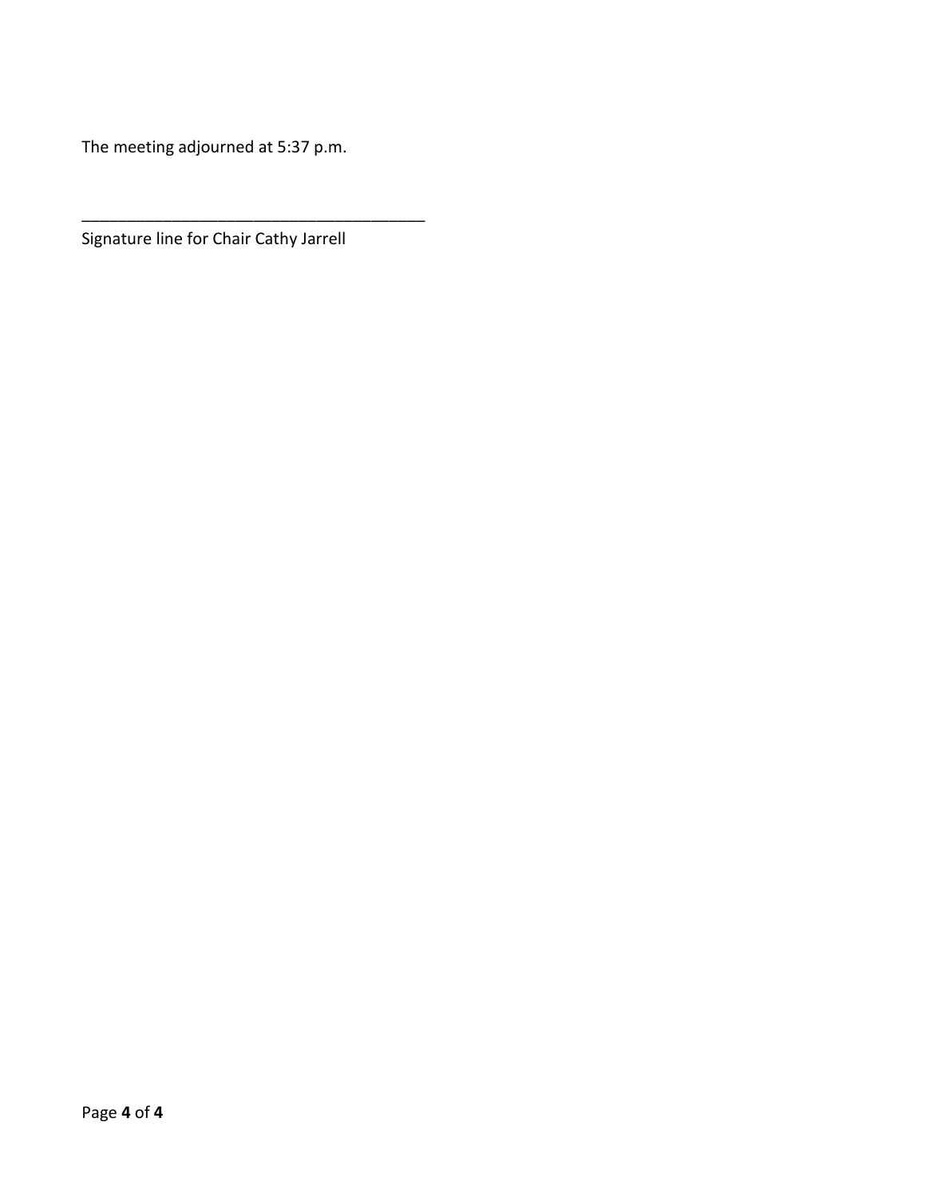The meeting adjourned at 5:37 p.m.

______________________________________

Signature line for Chair Cathy Jarrell